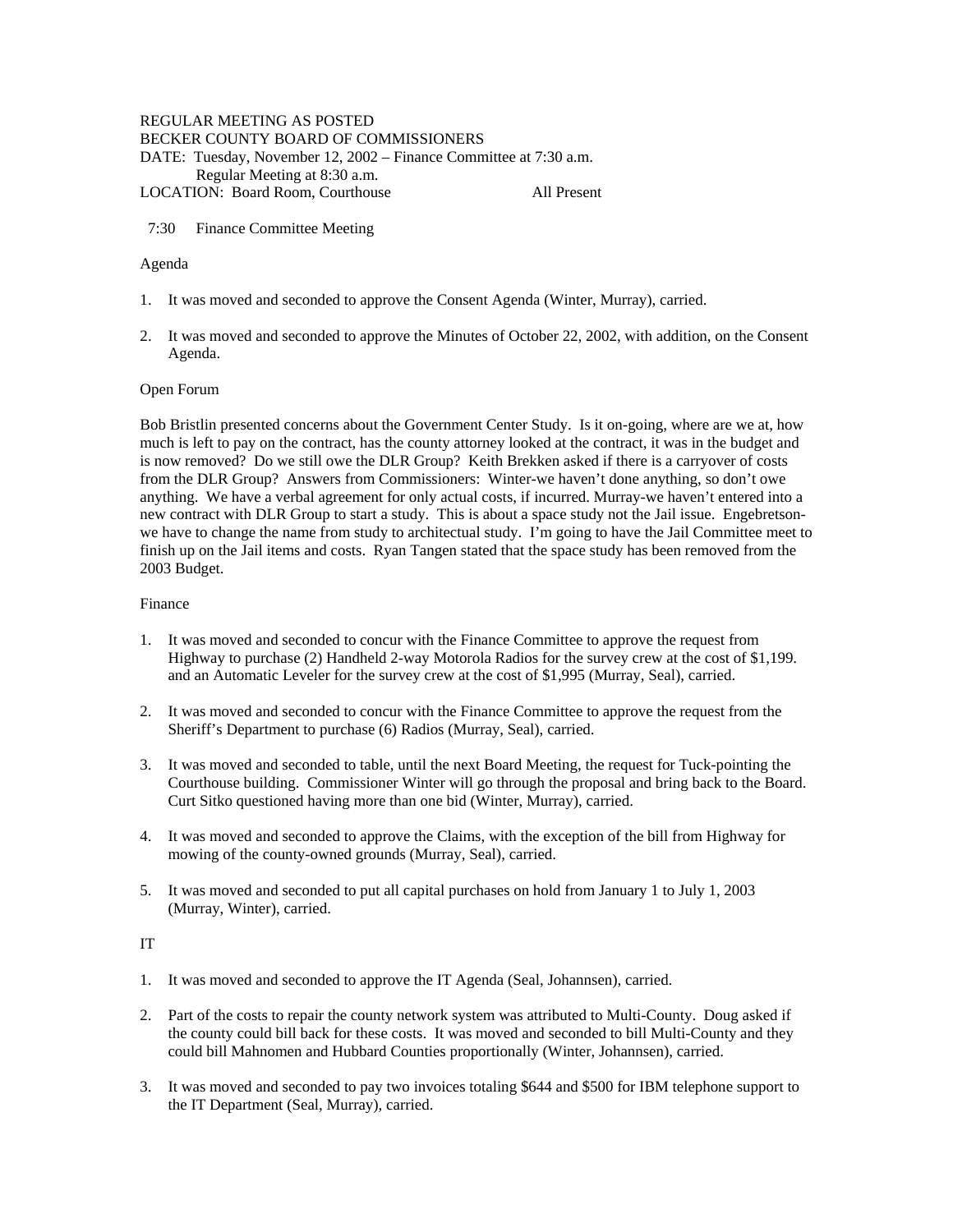REGULAR MEETING AS POSTED
BECKER COUNTY BOARD OF COMMISSIONERS
DATE: Tuesday, November 12, 2002 – Finance Committee at 7:30 a.m.
Regular Meeting at 8:30 a.m.
LOCATION: Board Room, Courthouse All Present

7:30 Finance Committee Meeting

Agenda

1. It was moved and seconded to approve the Consent Agenda (Winter, Murray), carried.

2. It was moved and seconded to approve the Minutes of October 22, 2002, with addition, on the Consent Agenda.

Open Forum

Bob Bristlin presented concerns about the Government Center Study. Is it on-going, where are we at, how much is left to pay on the contract, has the county attorney looked at the contract, it was in the budget and is now removed? Do we still owe the DLR Group? Keith Brekken asked if there is a carryover of costs from the DLR Group? Answers from Commissioners: Winter-we haven't done anything, so don't owe anything. We have a verbal agreement for only actual costs, if incurred. Murray-we haven't entered into a new contract with DLR Group to start a study. This is about a space study not the Jail issue. Engebretson-we have to change the name from study to architectural study. I'm going to have the Jail Committee meet to finish up on the Jail items and costs. Ryan Tangen stated that the space study has been removed from the 2003 Budget.

Finance

1. It was moved and seconded to concur with the Finance Committee to approve the request from Highway to purchase (2) Handheld 2-way Motorola Radios for the survey crew at the cost of $1,199. and an Automatic Leveler for the survey crew at the cost of $1,995 (Murray, Seal), carried.

2. It was moved and seconded to concur with the Finance Committee to approve the request from the Sheriff's Department to purchase (6) Radios (Murray, Seal), carried.

3. It was moved and seconded to table, until the next Board Meeting, the request for Tuck-pointing the Courthouse building. Commissioner Winter will go through the proposal and bring back to the Board. Curt Sitko questioned having more than one bid (Winter, Murray), carried.

4. It was moved and seconded to approve the Claims, with the exception of the bill from Highway for mowing of the county-owned grounds (Murray, Seal), carried.

5. It was moved and seconded to put all capital purchases on hold from January 1 to July 1, 2003 (Murray, Winter), carried.

IT

1. It was moved and seconded to approve the IT Agenda (Seal, Johannsen), carried.

2. Part of the costs to repair the county network system was attributed to Multi-County. Doug asked if the county could bill back for these costs. It was moved and seconded to bill Multi-County and they could bill Mahnomen and Hubbard Counties proportionally (Winter, Johannsen), carried.

3. It was moved and seconded to pay two invoices totaling $644 and $500 for IBM telephone support to the IT Department (Seal, Murray), carried.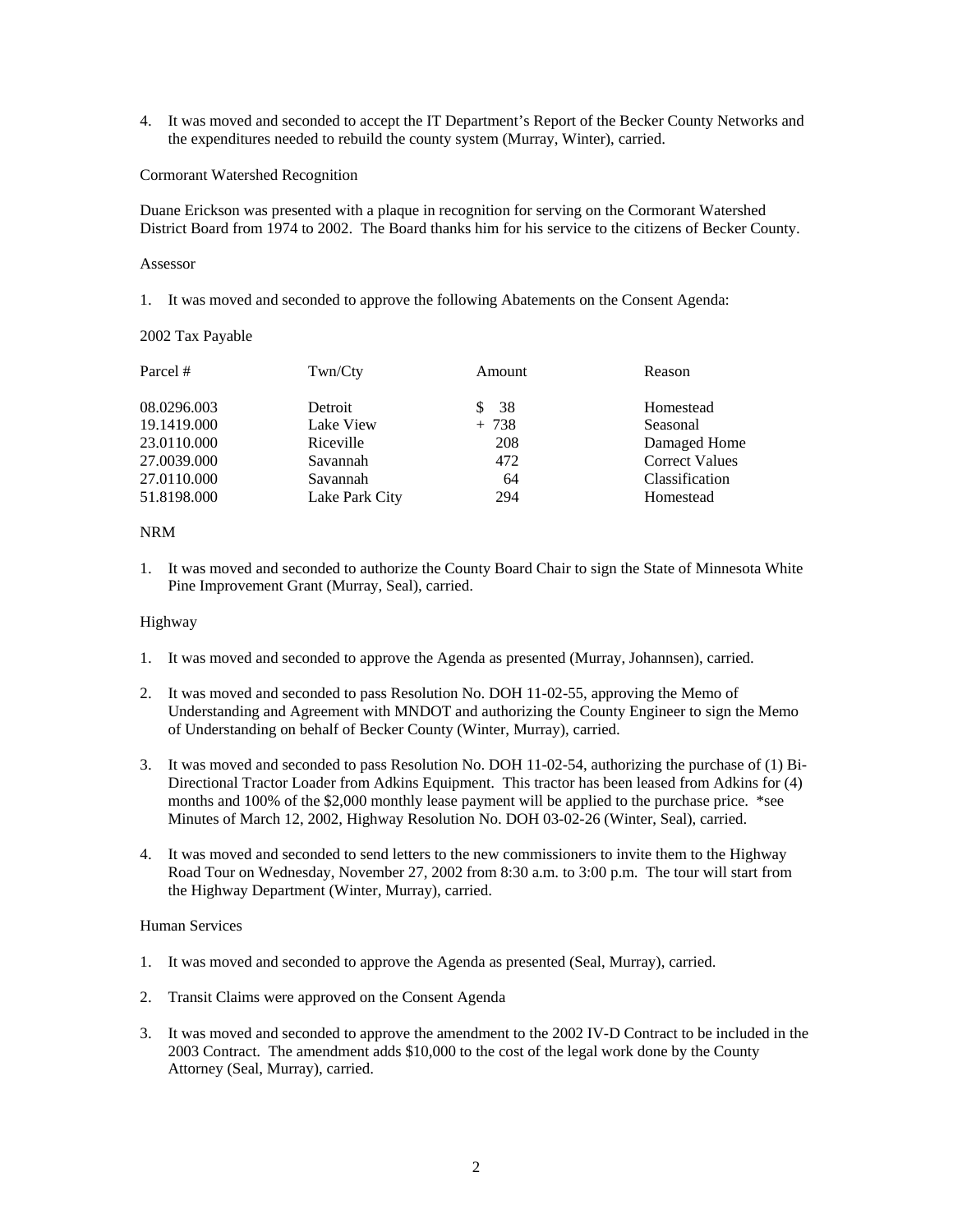4. It was moved and seconded to accept the IT Department's Report of the Becker County Networks and the expenditures needed to rebuild the county system (Murray, Winter), carried.

Cormorant Watershed Recognition

Duane Erickson was presented with a plaque in recognition for serving on the Cormorant Watershed District Board from 1974 to 2002. The Board thanks him for his service to the citizens of Becker County.

Assessor

1. It was moved and seconded to approve the following Abatements on the Consent Agenda:

2002 Tax Payable

| Parcel # | Twn/Cty | Amount | Reason |
|---|---|---|---|
| 08.0296.003 | Detroit | $ 38 | Homestead |
| 19.1419.000 | Lake View | + 738 | Seasonal |
| 23.0110.000 | Riceville | 208 | Damaged Home |
| 27.0039.000 | Savannah | 472 | Correct Values |
| 27.0110.000 | Savannah | 64 | Classification |
| 51.8198.000 | Lake Park City | 294 | Homestead |

NRM

1. It was moved and seconded to authorize the County Board Chair to sign the State of Minnesota White Pine Improvement Grant (Murray, Seal), carried.

Highway

1. It was moved and seconded to approve the Agenda as presented (Murray, Johannsen), carried.

2. It was moved and seconded to pass Resolution No. DOH 11-02-55, approving the Memo of Understanding and Agreement with MNDOT and authorizing the County Engineer to sign the Memo of Understanding on behalf of Becker County (Winter, Murray), carried.

3. It was moved and seconded to pass Resolution No. DOH 11-02-54, authorizing the purchase of (1) Bi-Directional Tractor Loader from Adkins Equipment. This tractor has been leased from Adkins for (4) months and 100% of the $2,000 monthly lease payment will be applied to the purchase price. *see Minutes of March 12, 2002, Highway Resolution No. DOH 03-02-26 (Winter, Seal), carried.

4. It was moved and seconded to send letters to the new commissioners to invite them to the Highway Road Tour on Wednesday, November 27, 2002 from 8:30 a.m. to 3:00 p.m. The tour will start from the Highway Department (Winter, Murray), carried.

Human Services

1. It was moved and seconded to approve the Agenda as presented (Seal, Murray), carried.

2. Transit Claims were approved on the Consent Agenda

3. It was moved and seconded to approve the amendment to the 2002 IV-D Contract to be included in the 2003 Contract. The amendment adds $10,000 to the cost of the legal work done by the County Attorney (Seal, Murray), carried.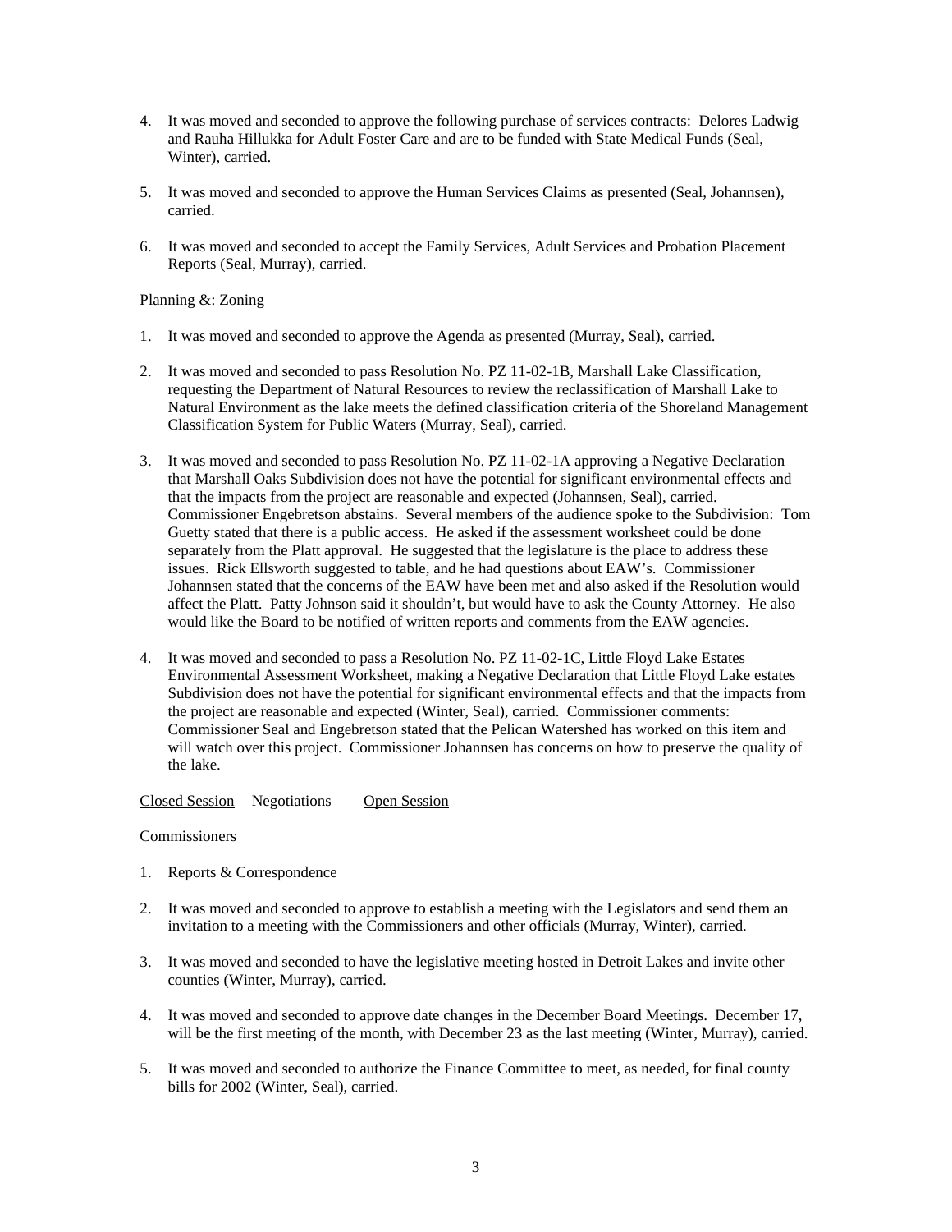4. It was moved and seconded to approve the following purchase of services contracts: Delores Ladwig and Rauha Hillukka for Adult Foster Care and are to be funded with State Medical Funds (Seal, Winter), carried.

5. It was moved and seconded to approve the Human Services Claims as presented (Seal, Johannsen), carried.

6. It was moved and seconded to accept the Family Services, Adult Services and Probation Placement Reports (Seal, Murray), carried.

Planning &: Zoning

1. It was moved and seconded to approve the Agenda as presented (Murray, Seal), carried.

2. It was moved and seconded to pass Resolution No. PZ 11-02-1B, Marshall Lake Classification, requesting the Department of Natural Resources to review the reclassification of Marshall Lake to Natural Environment as the lake meets the defined classification criteria of the Shoreland Management Classification System for Public Waters (Murray, Seal), carried.

3. It was moved and seconded to pass Resolution No. PZ 11-02-1A approving a Negative Declaration that Marshall Oaks Subdivision does not have the potential for significant environmental effects and that the impacts from the project are reasonable and expected (Johannsen, Seal), carried. Commissioner Engebretson abstains. Several members of the audience spoke to the Subdivision: Tom Guetty stated that there is a public access. He asked if the assessment worksheet could be done separately from the Platt approval. He suggested that the legislature is the place to address these issues. Rick Ellsworth suggested to table, and he had questions about EAW's. Commissioner Johannsen stated that the concerns of the EAW have been met and also asked if the Resolution would affect the Platt. Patty Johnson said it shouldn't, but would have to ask the County Attorney. He also would like the Board to be notified of written reports and comments from the EAW agencies.

4. It was moved and seconded to pass a Resolution No. PZ 11-02-1C, Little Floyd Lake Estates Environmental Assessment Worksheet, making a Negative Declaration that Little Floyd Lake estates Subdivision does not have the potential for significant environmental effects and that the impacts from the project are reasonable and expected (Winter, Seal), carried. Commissioner comments: Commissioner Seal and Engebretson stated that the Pelican Watershed has worked on this item and will watch over this project. Commissioner Johannsen has concerns on how to preserve the quality of the lake.

Closed Session Negotiations Open Session

Commissioners

1. Reports & Correspondence

2. It was moved and seconded to approve to establish a meeting with the Legislators and send them an invitation to a meeting with the Commissioners and other officials (Murray, Winter), carried.

3. It was moved and seconded to have the legislative meeting hosted in Detroit Lakes and invite other counties (Winter, Murray), carried.

4. It was moved and seconded to approve date changes in the December Board Meetings. December 17, will be the first meeting of the month, with December 23 as the last meeting (Winter, Murray), carried.

5. It was moved and seconded to authorize the Finance Committee to meet, as needed, for final county bills for 2002 (Winter, Seal), carried.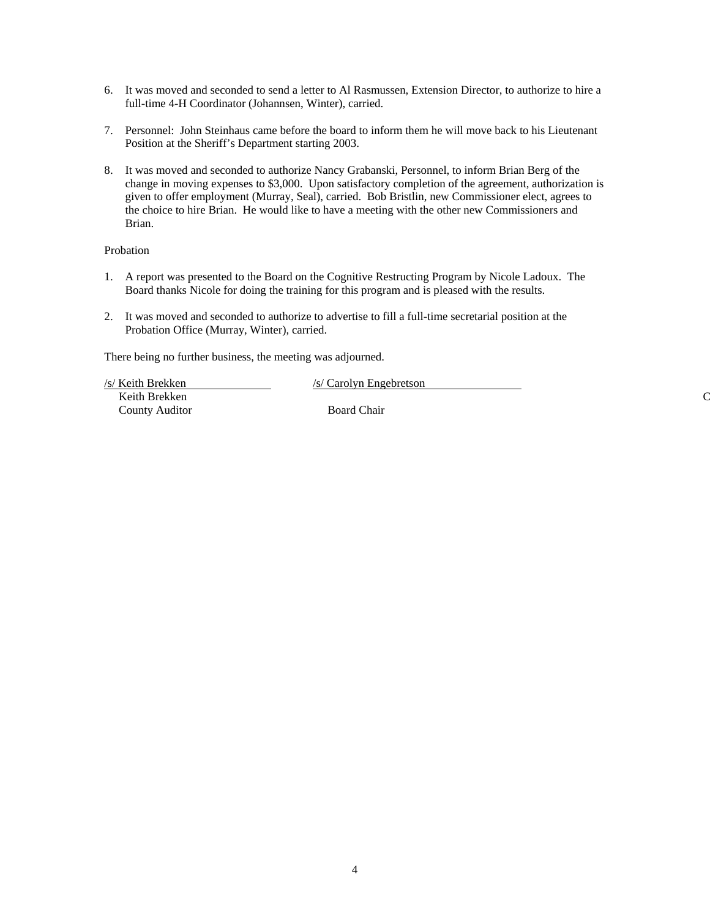6. It was moved and seconded to send a letter to Al Rasmussen, Extension Director, to authorize to hire a full-time 4-H Coordinator (Johannsen, Winter), carried.

7. Personnel: John Steinhaus came before the board to inform them he will move back to his Lieutenant Position at the Sheriff's Department starting 2003.

8. It was moved and seconded to authorize Nancy Grabanski, Personnel, to inform Brian Berg of the change in moving expenses to $3,000. Upon satisfactory completion of the agreement, authorization is given to offer employment (Murray, Seal), carried. Bob Bristlin, new Commissioner elect, agrees to the choice to hire Brian. He would like to have a meeting with the other new Commissioners and Brian.

Probation

1. A report was presented to the Board on the Cognitive Restructing Program by Nicole Ladoux. The Board thanks Nicole for doing the training for this program and is pleased with the results.

2. It was moved and seconded to authorize to advertise to fill a full-time secretarial position at the Probation Office (Murray, Winter), carried.

There being no further business, the meeting was adjourned.

/s/ Keith Brekken
Keith Brekken
County Auditor

/s/ Carolyn Engebretson
Board Chair